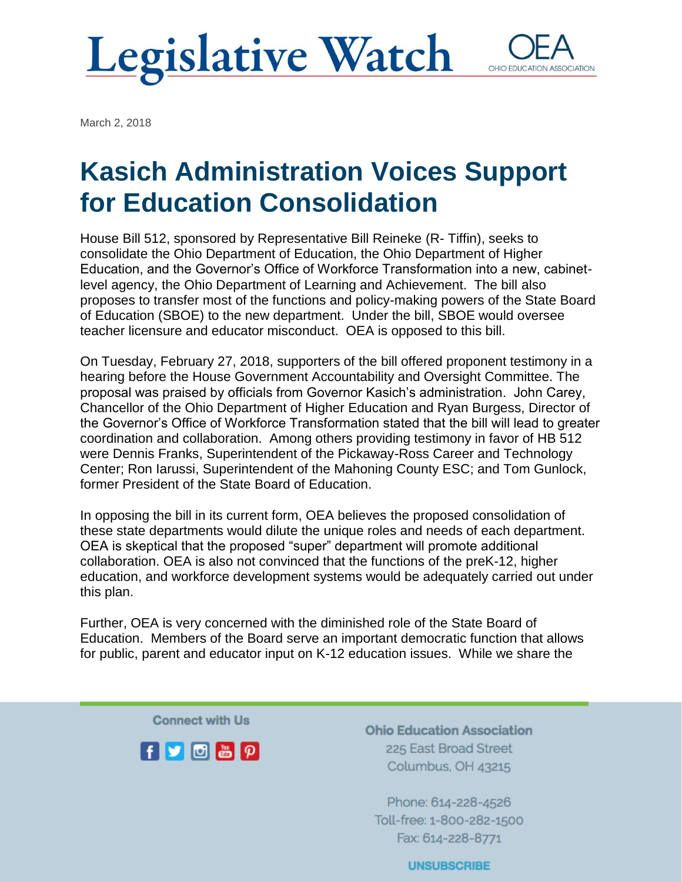# Legislative Watch

OEA
OHIO EDUCATION ASSOCIATION

March 2, 2018

## Kasich Administration Voices Support for Education Consolidation

House Bill 512, sponsored by Representative Bill Reineke (R- Tiffin), seeks to consolidate the Ohio Department of Education, the Ohio Department of Higher Education, and the Governor's Office of Workforce Transformation into a new, cabinet-level agency, the Ohio Department of Learning and Achievement. The bill also proposes to transfer most of the functions and policy-making powers of the State Board of Education (SBOE) to the new department. Under the bill, SBOE would oversee teacher licensure and educator misconduct. OEA is opposed to this bill.

On Tuesday, February 27, 2018, supporters of the bill offered proponent testimony in a hearing before the House Government Accountability and Oversight Committee. The proposal was praised by officials from Governor Kasich's administration. John Carey, Chancellor of the Ohio Department of Higher Education and Ryan Burgess, Director of the Governor's Office of Workforce Transformation stated that the bill will lead to greater coordination and collaboration. Among others providing testimony in favor of HB 512 were Dennis Franks, Superintendent of the Pickaway-Ross Career and Technology Center; Ron Iarussi, Superintendent of the Mahoning County ESC; and Tom Gunlock, former President of the State Board of Education.

In opposing the bill in its current form, OEA believes the proposed consolidation of these state departments would dilute the unique roles and needs of each department. OEA is skeptical that the proposed "super" department will promote additional collaboration. OEA is also not convinced that the functions of the preK-12, higher education, and workforce development systems would be adequately carried out under this plan.

Further, OEA is very concerned with the diminished role of the State Board of Education. Members of the Board serve an important democratic function that allows for public, parent and educator input on K-12 education issues. While we share the

Connect with Us

**Ohio Education Association**
225 East Broad Street
Columbus, OH 43215

Phone: 614-228-4526
Toll-free: 1-800-282-1500
Fax: 614-228-8771

UNSUBSCRIBE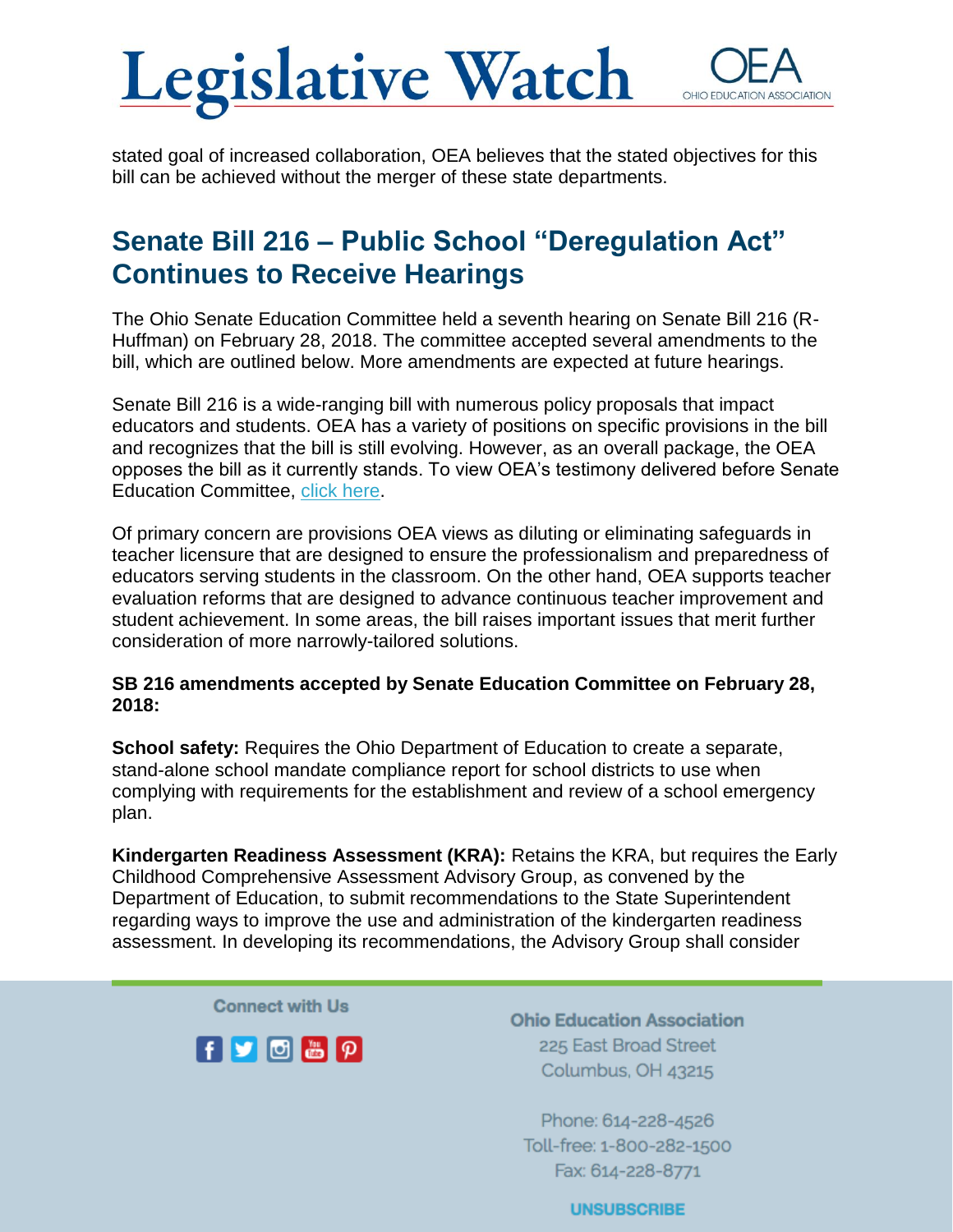stated goal of increased collaboration, OEA believes that the stated objectives for this bill can be achieved without the merger of these state departments.

## Senate Bill 216 – Public School "Deregulation Act" Continues to Receive Hearings

The Ohio Senate Education Committee held a seventh hearing on Senate Bill 216 (R-Huffman) on February 28, 2018. The committee accepted several amendments to the bill, which are outlined below. More amendments are expected at future hearings.

Senate Bill 216 is a wide-ranging bill with numerous policy proposals that impact educators and students. OEA has a variety of positions on specific provisions in the bill and recognizes that the bill is still evolving. However, as an overall package, the OEA opposes the bill as it currently stands. To view OEA's testimony delivered before Senate Education Committee, click here.

Of primary concern are provisions OEA views as diluting or eliminating safeguards in teacher licensure that are designed to ensure the professionalism and preparedness of educators serving students in the classroom. On the other hand, OEA supports teacher evaluation reforms that are designed to advance continuous teacher improvement and student achievement. In some areas, the bill raises important issues that merit further consideration of more narrowly-tailored solutions.

**SB 216 amendments accepted by Senate Education Committee on February 28, 2018:**

**School safety:** Requires the Ohio Department of Education to create a separate, stand-alone school mandate compliance report for school districts to use when complying with requirements for the establishment and review of a school emergency plan.

**Kindergarten Readiness Assessment (KRA):** Retains the KRA, but requires the Early Childhood Comprehensive Assessment Advisory Group, as convened by the Department of Education, to submit recommendations to the State Superintendent regarding ways to improve the use and administration of the kindergarten readiness assessment. In developing its recommendations, the Advisory Group shall consider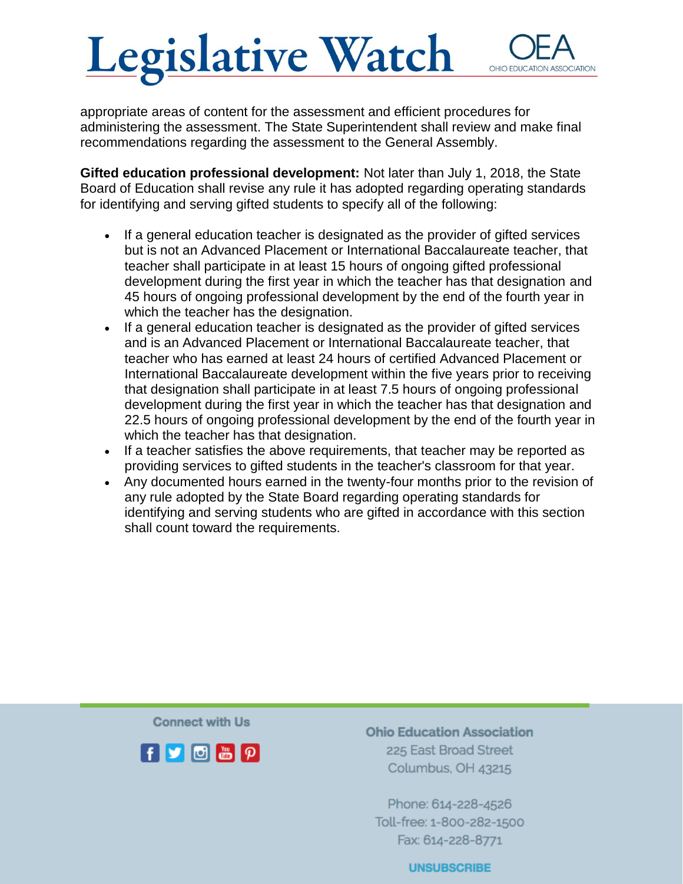appropriate areas of content for the assessment and efficient procedures for administering the assessment. The State Superintendent shall review and make final recommendations regarding the assessment to the General Assembly.

**Gifted education professional development:** Not later than July 1, 2018, the State Board of Education shall revise any rule it has adopted regarding operating standards for identifying and serving gifted students to specify all of the following:

- If a general education teacher is designated as the provider of gifted services but is not an Advanced Placement or International Baccalaureate teacher, that teacher shall participate in at least 15 hours of ongoing gifted professional development during the first year in which the teacher has that designation and 45 hours of ongoing professional development by the end of the fourth year in which the teacher has the designation.
- If a general education teacher is designated as the provider of gifted services and is an Advanced Placement or International Baccalaureate teacher, that teacher who has earned at least 24 hours of certified Advanced Placement or International Baccalaureate development within the five years prior to receiving that designation shall participate in at least 7.5 hours of ongoing professional development during the first year in which the teacher has that designation and 22.5 hours of ongoing professional development by the end of the fourth year in which the teacher has that designation.
- If a teacher satisfies the above requirements, that teacher may be reported as providing services to gifted students in the teacher's classroom for that year.
- Any documented hours earned in the twenty-four months prior to the revision of any rule adopted by the State Board regarding operating standards for identifying and serving students who are gifted in accordance with this section shall count toward the requirements.

Connect with Us

**Ohio Education Association**
225 East Broad Street
Columbus, OH 43215

Phone: 614-228-4526
Toll-free: 1-800-282-1500
Fax: 614-228-8771

UNSUBSCRIBE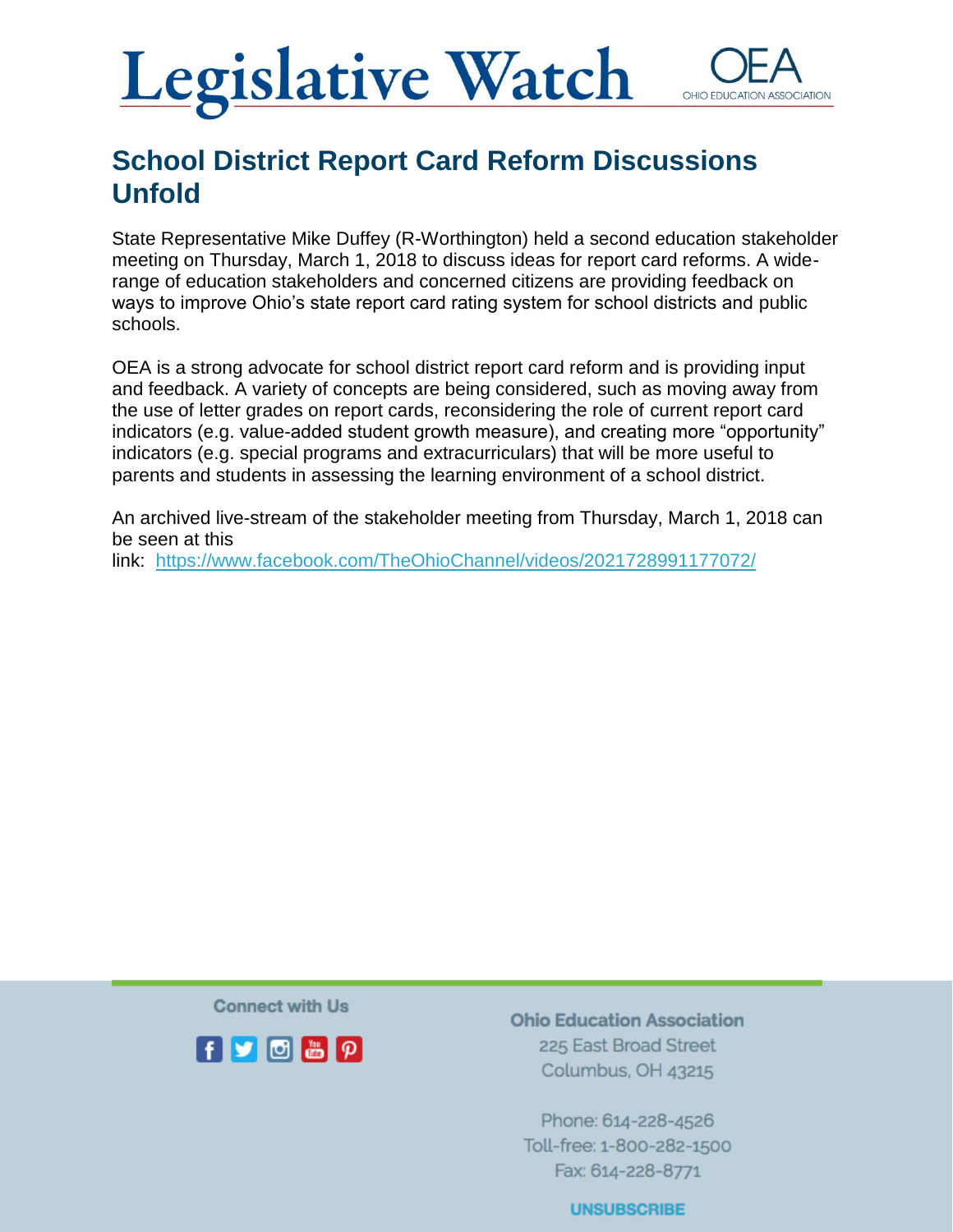# Legislative Watch

OEA
OHIO EDUCATION ASSOCIATION

## School District Report Card Reform Discussions Unfold

State Representative Mike Duffey (R-Worthington) held a second education stakeholder meeting on Thursday, March 1, 2018 to discuss ideas for report card reforms. A wide-range of education stakeholders and concerned citizens are providing feedback on ways to improve Ohio's state report card rating system for school districts and public schools.

OEA is a strong advocate for school district report card reform and is providing input and feedback. A variety of concepts are being considered, such as moving away from the use of letter grades on report cards, reconsidering the role of current report card indicators (e.g. value-added student growth measure), and creating more "opportunity" indicators (e.g. special programs and extracurriculars) that will be more useful to parents and students in assessing the learning environment of a school district.

An archived live-stream of the stakeholder meeting from Thursday, March 1, 2018 can be seen at this link: https://www.facebook.com/TheOhioChannel/videos/2021728991177072/

Connect with Us

**Ohio Education Association**
225 East Broad Street
Columbus, OH 43215

Phone: 614-228-4526
Toll-free: 1-800-282-1500
Fax: 614-228-8771

UNSUBSCRIBE